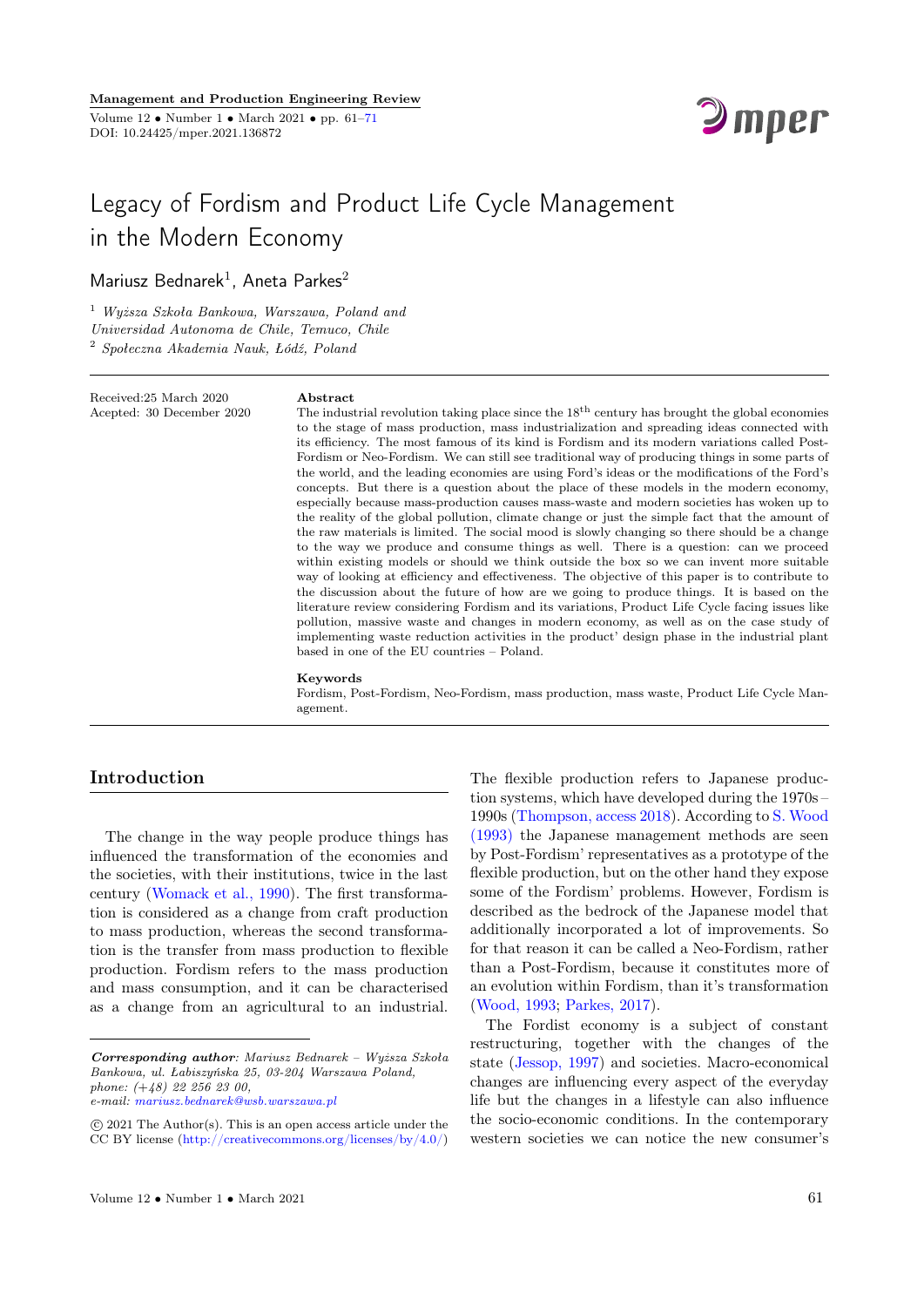# Legacy of Fordism and Product Life Cycle Management in the Modern Economy

Mariusz Bednarek[1], Aneta Parkes[2]

[1] *Wyższa Szkoła Bankowa, Warszawa, Poland and Universidad Autonoma de Chile, Temuco, Chile*
[2] *Społeczna Akademia Nauk, Łódź, Poland*

Received:25 March 2020
Acepted: 30 December 2020

**Abstract**

The industrial revolution taking place since the 18th century has brought the global economies to the stage of mass production, mass industrialization and spreading ideas connected with its efficiency. The most famous of its kind is Fordism and its modern variations called Post-Fordism or Neo-Fordism. We can still see traditional way of producing things in some parts of the world, and the leading economies are using Ford's ideas or the modifications of the Ford's concepts. But there is a question about the place of these models in the modern economy, especially because mass-production causes mass-waste and modern societies has woken up to the reality of the global pollution, climate change or just the simple fact that the amount of the raw materials is limited. The social mood is slowly changing so there should be a change to the way we produce and consume things as well. There is a question: can we proceed within existing models or should we think outside the box so we can invent more suitable way of looking at efficiency and effectiveness. The objective of this paper is to contribute to the discussion about the future of how are we going to produce things. It is based on the literature review considering Fordism and its variations, Product Life Cycle facing issues like pollution, massive waste and changes in modern economy, as well as on the case study of implementing waste reduction activities in the product' design phase in the industrial plant based in one of the EU countries – Poland.

**Keywords**

Fordism, Post-Fordism, Neo-Fordism, mass production, mass waste, Product Life Cycle Management.

## Introduction

The change in the way people produce things has influenced the transformation of the economies and the societies, with their institutions, twice in the last century (Womack et al., 1990). The first transformation is considered as a change from craft production to mass production, whereas the second transformation is the transfer from mass production to flexible production. Fordism refers to the mass production and mass consumption, and it can be characterised as a change from an agricultural to an industrial. The flexible production refers to Japanese production systems, which have developed during the 1970s – 1990s (Thompson, access 2018). According to S. Wood (1993) the Japanese management methods are seen by Post-Fordism' representatives as a prototype of the flexible production, but on the other hand they expose some of the Fordism' problems. However, Fordism is described as the bedrock of the Japanese model that additionally incorporated a lot of improvements. So for that reason it can be called a Neo-Fordism, rather than a Post-Fordism, because it constitutes more of an evolution within Fordism, than it's transformation (Wood, 1993; Parkes, 2017).

The Fordist economy is a subject of constant restructuring, together with the changes of the state (Jessop, 1997) and societies. Macro-economical changes are influencing every aspect of the everyday life but the changes in a lifestyle can also influence the socio-economic conditions. In the contemporary western societies we can notice the new consumer's

***Corresponding author**: Mariusz Bednarek – Wyższa Szkoła Bankowa, ul. Łabiszyńska 25, 03-204 Warszawa Poland, phone: (+48) 22 256 23 00, e-mail: mariusz.bednarek@wsb.warszawa.pl*

© 2021 The Author(s). This is an open access article under the CC BY license (http://creativecommons.org/licenses/by/4.0/)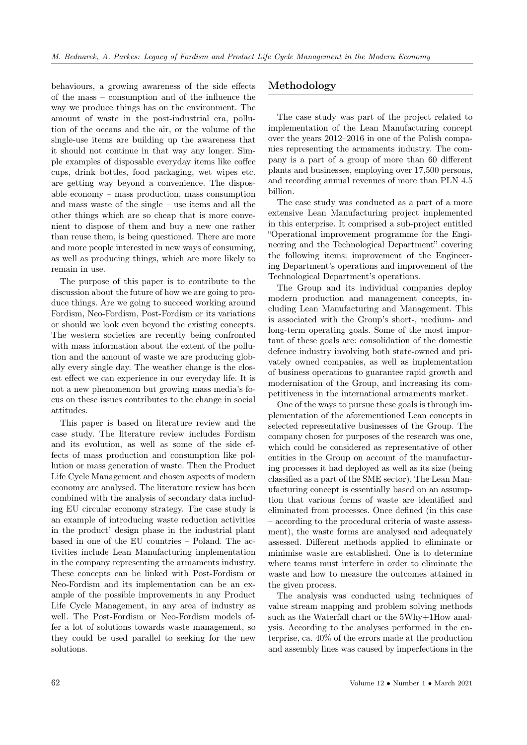behaviours, a growing awareness of the side effects of the mass – consumption and of the influence the way we produce things has on the environment. The amount of waste in the post-industrial era, pollution of the oceans and the air, or the volume of the single-use items are building up the awareness that it should not continue in that way any longer. Simple examples of disposable everyday items like coffee cups, drink bottles, food packaging, wet wipes etc. are getting way beyond a convenience. The disposable economy – mass production, mass consumption and mass waste of the single – use items and all the other things which are so cheap that is more convenient to dispose of them and buy a new one rather than reuse them, is being questioned. There are more and more people interested in new ways of consuming, as well as producing things, which are more likely to remain in use.

The purpose of this paper is to contribute to the discussion about the future of how we are going to produce things. Are we going to succeed working around Fordism, Neo-Fordism, Post-Fordism or its variations or should we look even beyond the existing concepts. The western societies are recently being confronted with mass information about the extent of the pollution and the amount of waste we are producing globally every single day. The weather change is the closest effect we can experience in our everyday life. It is not a new phenomenon but growing mass media's focus on these issues contributes to the change in social attitudes.

This paper is based on literature review and the case study. The literature review includes Fordism and its evolution, as well as some of the side effects of mass production and consumption like pollution or mass generation of waste. Then the Product Life Cycle Management and chosen aspects of modern economy are analysed. The literature review has been combined with the analysis of secondary data including EU circular economy strategy. The case study is an example of introducing waste reduction activities in the product' design phase in the industrial plant based in one of the EU countries – Poland. The activities include Lean Manufacturing implementation in the company representing the armaments industry. These concepts can be linked with Post-Fordism or Neo-Fordism and its implementation can be an example of the possible improvements in any Product Life Cycle Management, in any area of industry as well. The Post-Fordism or Neo-Fordism models offer a lot of solutions towards waste management, so they could be used parallel to seeking for the new solutions.

## Methodology

The case study was part of the project related to implementation of the Lean Manufacturing concept over the years 2012–2016 in one of the Polish companies representing the armaments industry. The company is a part of a group of more than 60 different plants and businesses, employing over 17,500 persons, and recording annual revenues of more than PLN 4.5 billion.

The case study was conducted as a part of a more extensive Lean Manufacturing project implemented in this enterprise. It comprised a sub-project entitled "Operational improvement programme for the Engineering and the Technological Department" covering the following items: improvement of the Engineering Department's operations and improvement of the Technological Department's operations.

The Group and its individual companies deploy modern production and management concepts, including Lean Manufacturing and Management. This is associated with the Group's short-, medium- and long-term operating goals. Some of the most important of these goals are: consolidation of the domestic defence industry involving both state-owned and privately owned companies, as well as implementation of business operations to guarantee rapid growth and modernisation of the Group, and increasing its competitiveness in the international armaments market.

One of the ways to pursue these goals is through implementation of the aforementioned Lean concepts in selected representative businesses of the Group. The company chosen for purposes of the research was one, which could be considered as representative of other entities in the Group on account of the manufacturing processes it had deployed as well as its size (being classified as a part of the SME sector). The Lean Manufacturing concept is essentially based on an assumption that various forms of waste are identified and eliminated from processes. Once defined (in this case – according to the procedural criteria of waste assessment), the waste forms are analysed and adequately assessed. Different methods applied to eliminate or minimise waste are established. One is to determine where teams must interfere in order to eliminate the waste and how to measure the outcomes attained in the given process.

The analysis was conducted using techniques of value stream mapping and problem solving methods such as the Waterfall chart or the 5Why+1How analysis. According to the analyses performed in the enterprise, ca. 40% of the errors made at the production and assembly lines was caused by imperfections in the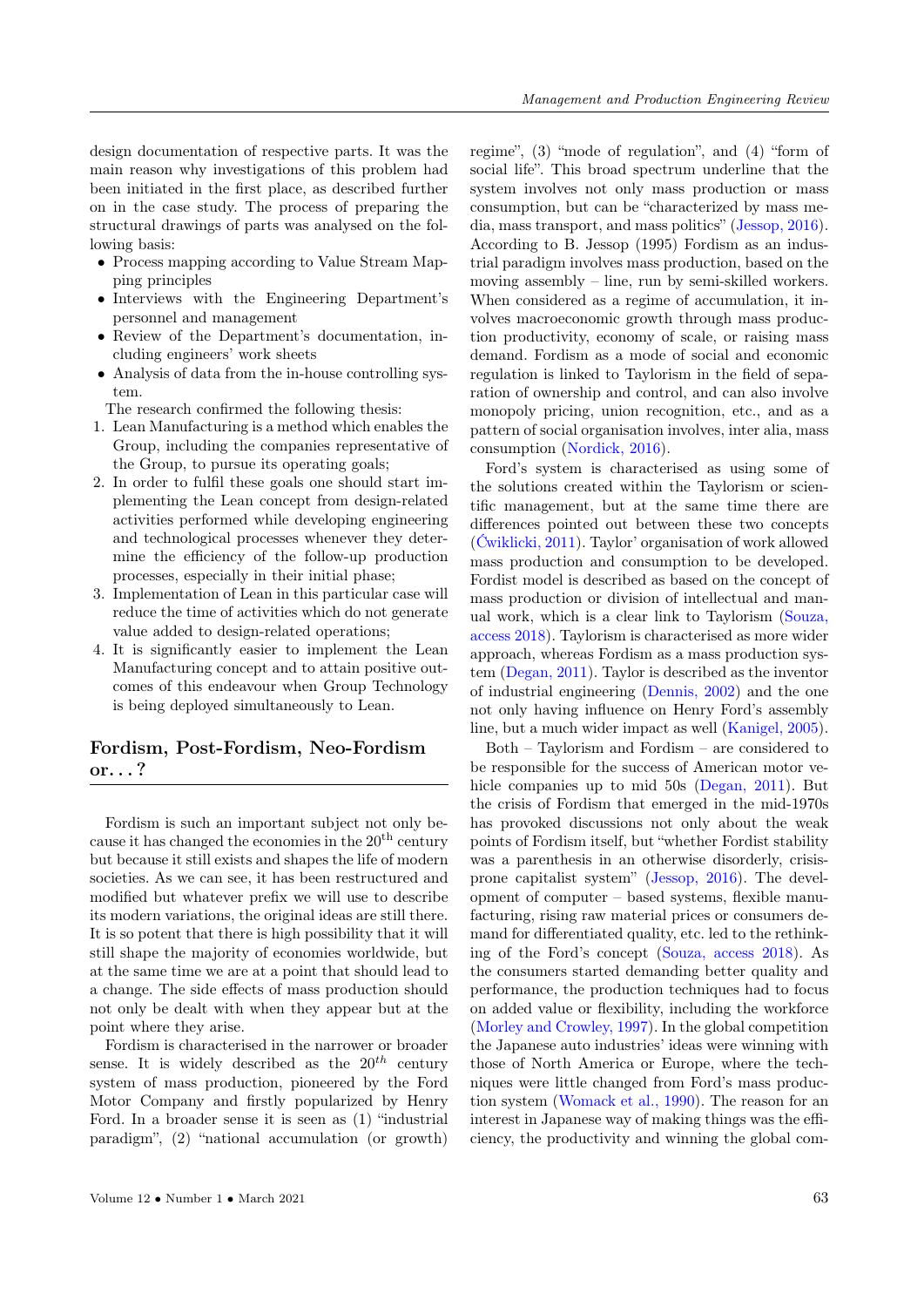design documentation of respective parts. It was the main reason why investigations of this problem had been initiated in the first place, as described further on in the case study. The process of preparing the structural drawings of parts was analysed on the following basis:

- Process mapping according to Value Stream Mapping principles
- Interviews with the Engineering Department's personnel and management
- Review of the Department's documentation, including engineers' work sheets
- Analysis of data from the in-house controlling system.

The research confirmed the following thesis:

1. Lean Manufacturing is a method which enables the Group, including the companies representative of the Group, to pursue its operating goals;
2. In order to fulfil these goals one should start implementing the Lean concept from design-related activities performed while developing engineering and technological processes whenever they determine the efficiency of the follow-up production processes, especially in their initial phase;
3. Implementation of Lean in this particular case will reduce the time of activities which do not generate value added to design-related operations;
4. It is significantly easier to implement the Lean Manufacturing concept and to attain positive outcomes of this endeavour when Group Technology is being deployed simultaneously to Lean.

## Fordism, Post-Fordism, Neo-Fordism or...?

Fordism is such an important subject not only because it has changed the economies in the 20[th] century but because it still exists and shapes the life of modern societies. As we can see, it has been restructured and modified but whatever prefix we will use to describe its modern variations, the original ideas are still there. It is so potent that there is high possibility that it will still shape the majority of economies worldwide, but at the same time we are at a point that should lead to a change. The side effects of mass production should not only be dealt with when they appear but at the point where they arise.

Fordism is characterised in the narrower or broader sense. It is widely described as the 20[th] century system of mass production, pioneered by the Ford Motor Company and firstly popularized by Henry Ford. In a broader sense it is seen as (1) "industrial paradigm", (2) "national accumulation (or growth) regime", (3) "mode of regulation", and (4) "form of social life". This broad spectrum underline that the system involves not only mass production or mass consumption, but can be "characterized by mass media, mass transport, and mass politics" (Jessop, 2016). According to B. Jessop (1995) Fordism as an industrial paradigm involves mass production, based on the moving assembly – line, run by semi-skilled workers. When considered as a regime of accumulation, it involves macroeconomic growth through mass production productivity, economy of scale, or raising mass demand. Fordism as a mode of social and economic regulation is linked to Taylorism in the field of separation of ownership and control, and can also involve monopoly pricing, union recognition, etc., and as a pattern of social organisation involves, inter alia, mass consumption (Nordick, 2016).

Ford's system is characterised as using some of the solutions created within the Taylorism or scientific management, but at the same time there are differences pointed out between these two concepts (Ćwiklicki, 2011). Taylor' organisation of work allowed mass production and consumption to be developed. Fordist model is described as based on the concept of mass production or division of intellectual and manual work, which is a clear link to Taylorism (Souza, access 2018). Taylorism is characterised as more wider approach, whereas Fordism as a mass production system (Degan, 2011). Taylor is described as the inventor of industrial engineering (Dennis, 2002) and the one not only having influence on Henry Ford's assembly line, but a much wider impact as well (Kanigel, 2005).

Both – Taylorism and Fordism – are considered to be responsible for the success of American motor vehicle companies up to mid 50s (Degan, 2011). But the crisis of Fordism that emerged in the mid-1970s has provoked discussions not only about the weak points of Fordism itself, but "whether Fordist stability was a parenthesis in an otherwise disorderly, crisis-prone capitalist system" (Jessop, 2016). The development of computer – based systems, flexible manufacturing, rising raw material prices or consumers demand for differentiated quality, etc. led to the rethinking of the Ford's concept (Souza, access 2018). As the consumers started demanding better quality and performance, the production techniques had to focus on added value or flexibility, including the workforce (Morley and Crowley, 1997). In the global competition the Japanese auto industries' ideas were winning with those of North America or Europe, where the techniques were little changed from Ford's mass production system (Womack et al., 1990). The reason for an interest in Japanese way of making things was the efficiency, the productivity and winning the global com-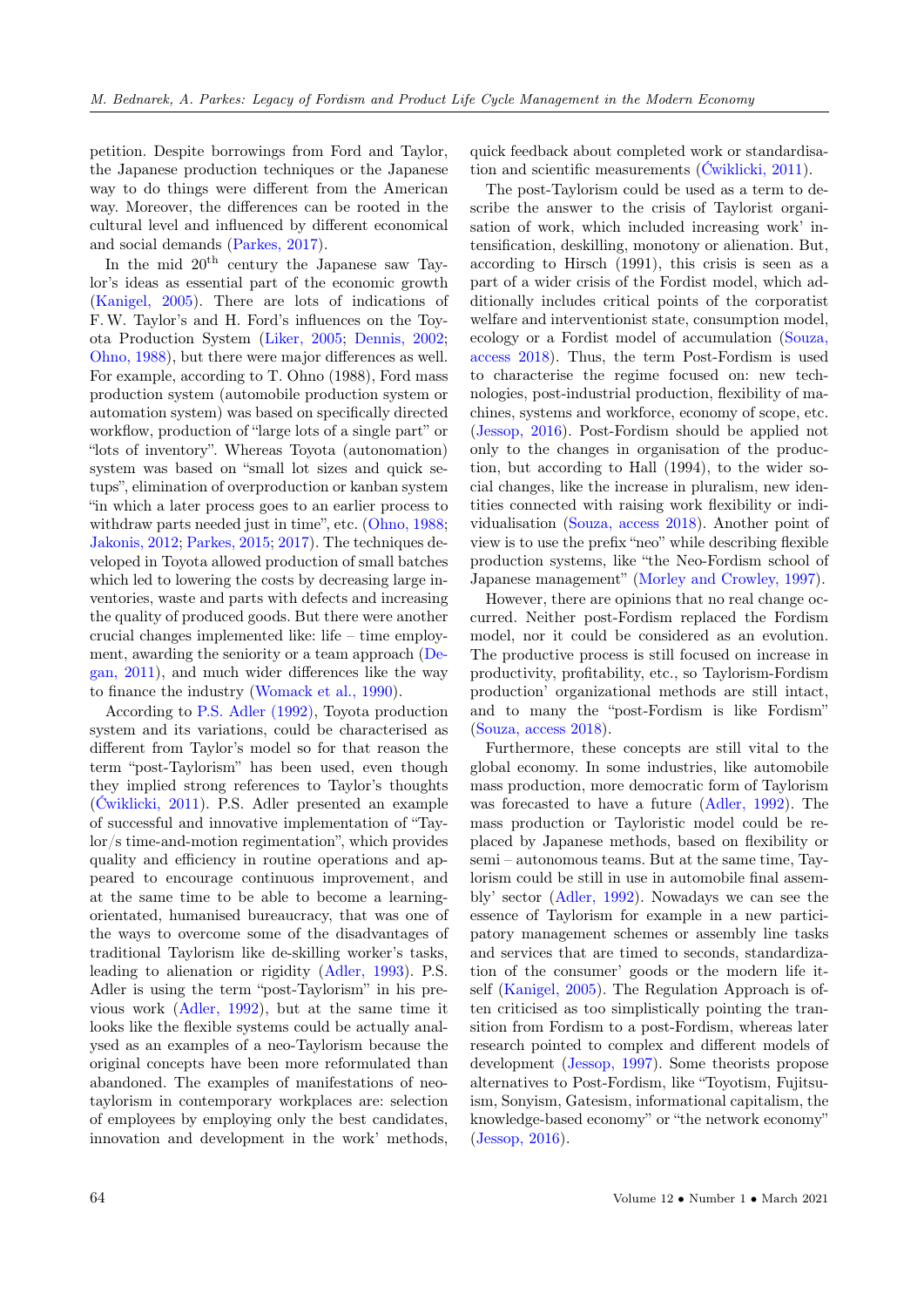petition. Despite borrowings from Ford and Taylor, the Japanese production techniques or the Japanese way to do things were different from the American way. Moreover, the differences can be rooted in the cultural level and influenced by different economical and social demands (Parkes, 2017).

In the mid 20th century the Japanese saw Taylor's ideas as essential part of the economic growth (Kanigel, 2005). There are lots of indications of F.W. Taylor's and H. Ford's influences on the Toyota Production System (Liker, 2005; Dennis, 2002; Ohno, 1988), but there were major differences as well. For example, according to T. Ohno (1988), Ford mass production system (automobile production system or automation system) was based on specifically directed workflow, production of "large lots of a single part" or "lots of inventory". Whereas Toyota (autonomation) system was based on "small lot sizes and quick setups", elimination of overproduction or kanban system "in which a later process goes to an earlier process to withdraw parts needed just in time", etc. (Ohno, 1988; Jakonis, 2012; Parkes, 2015; 2017). The techniques developed in Toyota allowed production of small batches which led to lowering the costs by decreasing large inventories, waste and parts with defects and increasing the quality of produced goods. But there were another crucial changes implemented like: life – time employment, awarding the seniority or a team approach (Degan, 2011), and much wider differences like the way to finance the industry (Womack et al., 1990).

According to P.S. Adler (1992), Toyota production system and its variations, could be characterised as different from Taylor's model so for that reason the term "post-Taylorism" has been used, even though they implied strong references to Taylor's thoughts (Ćwiklicki, 2011). P.S. Adler presented an example of successful and innovative implementation of "Taylor/s time-and-motion regimentation", which provides quality and efficiency in routine operations and appeared to encourage continuous improvement, and at the same time to be able to become a learning-orientated, humanised bureaucracy, that was one of the ways to overcome some of the disadvantages of traditional Taylorism like de-skilling worker's tasks, leading to alienation or rigidity (Adler, 1993). P.S. Adler is using the term "post-Taylorism" in his previous work (Adler, 1992), but at the same time it looks like the flexible systems could be actually analysed as an examples of a neo-Taylorism because the original concepts have been more reformulated than abandoned. The examples of manifestations of neo-taylorism in contemporary workplaces are: selection of employees by employing only the best candidates, innovation and development in the work' methods, quick feedback about completed work or standardisation and scientific measurements (Ćwiklicki, 2011).

The post-Taylorism could be used as a term to describe the answer to the crisis of Taylorist organisation of work, which included increasing work' intensification, deskilling, monotony or alienation. But, according to Hirsch (1991), this crisis is seen as a part of a wider crisis of the Fordist model, which additionally includes critical points of the corporatist welfare and interventionist state, consumption model, ecology or a Fordist model of accumulation (Souza, access 2018). Thus, the term Post-Fordism is used to characterise the regime focused on: new technologies, post-industrial production, flexibility of machines, systems and workforce, economy of scope, etc. (Jessop, 2016). Post-Fordism should be applied not only to the changes in organisation of the production, but according to Hall (1994), to the wider social changes, like the increase in pluralism, new identities connected with raising work flexibility or individualisation (Souza, access 2018). Another point of view is to use the prefix "neo" while describing flexible production systems, like "the Neo-Fordism school of Japanese management" (Morley and Crowley, 1997).

However, there are opinions that no real change occurred. Neither post-Fordism replaced the Fordism model, nor it could be considered as an evolution. The productive process is still focused on increase in productivity, profitability, etc., so Taylorism-Fordism production' organizational methods are still intact, and to many the "post-Fordism is like Fordism" (Souza, access 2018).

Furthermore, these concepts are still vital to the global economy. In some industries, like automobile mass production, more democratic form of Taylorism was forecasted to have a future (Adler, 1992). The mass production or Tayloristic model could be replaced by Japanese methods, based on flexibility or semi – autonomous teams. But at the same time, Taylorism could be still in use in automobile final assembly' sector (Adler, 1992). Nowadays we can see the essence of Taylorism for example in a new participatory management schemes or assembly line tasks and services that are timed to seconds, standardization of the consumer' goods or the modern life itself (Kanigel, 2005). The Regulation Approach is often criticised as too simplistically pointing the transition from Fordism to a post-Fordism, whereas later research pointed to complex and different models of development (Jessop, 1997). Some theorists propose alternatives to Post-Fordism, like "Toyotism, Fujitsuism, Sonyism, Gatesism, informational capitalism, the knowledge-based economy" or "the network economy" (Jessop, 2016).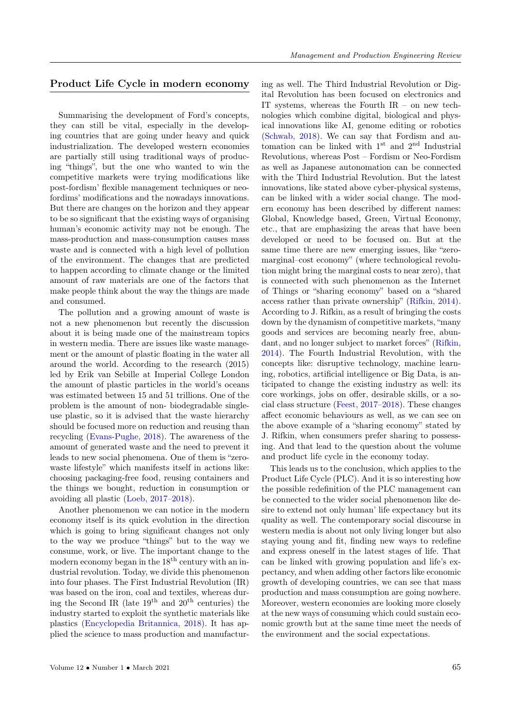## Product Life Cycle in modern economy

Summarising the development of Ford's concepts, they can still be vital, especially in the developing countries that are going under heavy and quick industrialization. The developed western economies are partially still using traditional ways of producing "things", but the one who wanted to win the competitive markets were trying modifications like post-fordism' flexible management techniques or neo-fordims' modifications and the nowadays innovations. But there are changes on the horizon and they appear to be so significant that the existing ways of organising human's economic activity may not be enough. The mass-production and mass-consumption causes mass waste and is connected with a high level of pollution of the environment. The changes that are predicted to happen according to climate change or the limited amount of raw materials are one of the factors that make people think about the way the things are made and consumed.

The pollution and a growing amount of waste is not a new phenomenon but recently the discussion about it is being made one of the mainstream topics in western media. There are issues like waste management or the amount of plastic floating in the water all around the world. According to the research (2015) led by Erik van Sebille at Imperial College London the amount of plastic particles in the world's oceans was estimated between 15 and 51 trillions. One of the problem is the amount of non- biodegradable single-use plastic, so it is advised that the waste hierarchy should be focused more on reduction and reusing than recycling (Evans-Pughe, 2018). The awareness of the amount of generated waste and the need to prevent it leads to new social phenomena. One of them is "zero-waste lifestyle" which manifests itself in actions like: choosing packaging-free food, reusing containers and the things we bought, reduction in consumption or avoiding all plastic (Loeb, 2017–2018).

Another phenomenon we can notice in the modern economy itself is its quick evolution in the direction which is going to bring significant changes not only to the way we produce "things" but to the way we consume, work, or live. The important change to the modern economy began in the 18th century with an industrial revolution. Today, we divide this phenomenon into four phases. The First Industrial Revolution (IR) was based on the iron, coal and textiles, whereas during the Second IR (late 19th and 20th centuries) the industry started to exploit the synthetic materials like plastics (Encyclopedia Britannica, 2018). It has applied the science to mass production and manufacturing as well. The Third Industrial Revolution or Digital Revolution has been focused on electronics and IT systems, whereas the Fourth IR – on new technologies which combine digital, biological and physical innovations like AI, genome editing or robotics (Schwab, 2018). We can say that Fordism and automation can be linked with 1st and 2nd Industrial Revolutions, whereas Post – Fordism or Neo-Fordism as well as Japanese autonomation can be connected with the Third Industrial Revolution. But the latest innovations, like stated above cyber-physical systems, can be linked with a wider social change. The modern economy has been described by different names: Global, Knowledge based, Green, Virtual Economy, etc., that are emphasizing the areas that have been developed or need to be focused on. But at the same time there are new emerging issues, like "zero-marginal–cost economy" (where technological revolution might bring the marginal costs to near zero), that is connected with such phenomenon as the Internet of Things or "sharing economy" based on a "shared access rather than private ownership" (Rifkin, 2014). According to J. Rifkin, as a result of bringing the costs down by the dynamism of competitive markets, "many goods and services are becoming nearly free, abundant, and no longer subject to market forces" (Rifkin, 2014). The Fourth Industrial Revolution, with the concepts like: disruptive technology, machine learning, robotics, artificial intelligence or Big Data, is anticipated to change the existing industry as well: its core workings, jobs on offer, desirable skills, or a social class structure (Feest, 2017–2018). These changes affect economic behaviours as well, as we can see on the above example of a "sharing economy" stated by J. Rifkin, when consumers prefer sharing to possessing. And that lead to the question about the volume and product life cycle in the economy today.

This leads us to the conclusion, which applies to the Product Life Cycle (PLC). And it is so interesting how the possible redefinition of the PLC management can be connected to the wider social phenomenon like desire to extend not only human' life expectancy but its quality as well. The contemporary social discourse in western media is about not only living longer but also staying young and fit, finding new ways to redefine and express oneself in the latest stages of life. That can be linked with growing population and life's expectancy, and when adding other factors like economic growth of developing countries, we can see that mass production and mass consumption are going nowhere. Moreover, western economies are looking more closely at the new ways of consuming which could sustain economic growth but at the same time meet the needs of the environment and the social expectations.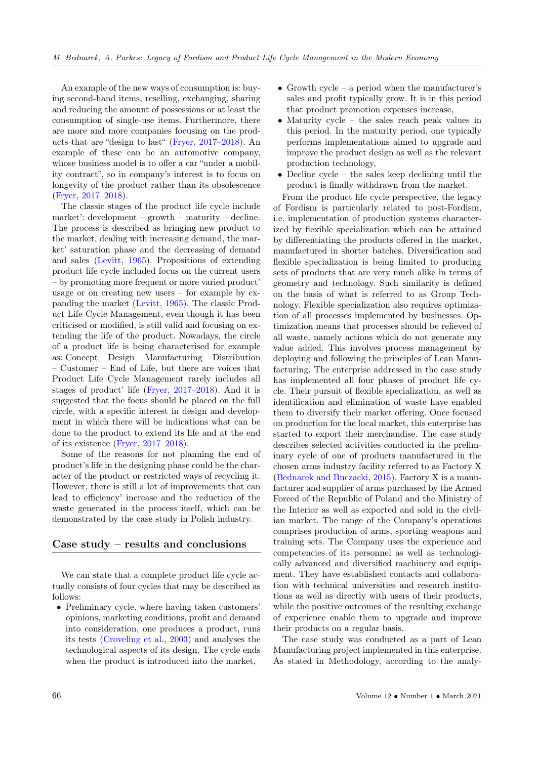An example of the new ways of consumption is: buying second-hand items, reselling, exchanging, sharing and reducing the amount of possessions or at least the consumption of single-use items. Furthermore, there are more and more companies focusing on the products that are "design to last" (Fryer, 2017–2018). An example of these can be an automotive company, whose business model is to offer a car "under a mobility contract", so in company's interest is to focus on longevity of the product rather than its obsolescence (Fryer, 2017–2018).

The classic stages of the product life cycle include market': development – growth – maturity – decline. The process is described as bringing new product to the market, dealing with increasing demand, the market' saturation phase and the decreasing of demand and sales (Levitt, 1965). Propositions of extending product life cycle included focus on the current users – by promoting more frequent or more varied product' usage or on creating new users – for example by expanding the market (Levitt, 1965). The classic Product Life Cycle Management, even though it has been criticised or modified, is still valid and focusing on extending the life of the product. Nowadays, the circle of a product life is being characterised for example as: Concept – Design – Manufacturing – Distribution – Customer – End of Life, but there are voices that Product Life Cycle Management rarely includes all stages of product' life (Fryer, 2017–2018). And it is suggested that the focus should be placed on the full circle, with a specific interest in design and development in which there will be indications what can be done to the product to extend its life and at the end of its existence (Fryer, 2017–2018).

Some of the reasons for not planning the end of product's life in the designing phase could be the character of the product or restricted ways of recycling it. However, there is still a lot of improvements that can lead to efficiency' increase and the reduction of the waste generated in the process itself, which can be demonstrated by the case study in Polish industry.

## Case study – results and conclusions

We can state that a complete product life cycle actually consists of four cycles that may be described as follows:

- Preliminary cycle, where having taken customers' opinions, marketing conditions, profit and demand into consideration, one produces a product, runs its tests (Croveling et al., 2003) and analyses the technological aspects of its design. The cycle ends when the product is introduced into the market,
- Growth cycle – a period when the manufacturer's sales and profit typically grow. It is in this period that product promotion expenses increase,
- Maturity cycle – the sales reach peak values in this period. In the maturity period, one typically performs implementations aimed to upgrade and improve the product design as well as the relevant production technology,
- Decline cycle – the sales keep declining until the product is finally withdrawn from the market.

From the product life cycle perspective, the legacy of Fordism is particularly related to post-Fordism, i.e. implementation of production systems characterized by flexible specialization which can be attained by differentiating the products offered in the market, manufactured in shorter batches. Diversification and flexible specialization is being limited to producing sets of products that are very much alike in terms of geometry and technology. Such similarity is defined on the basis of what is referred to as Group Technology. Flexible specialization also requires optimization of all processes implemented by businesses. Optimization means that processes should be relieved of all waste, namely actions which do not generate any value added. This involves process management by deploying and following the principles of Lean Manufacturing. The enterprise addressed in the case study has implemented all four phases of product life cycle. Their pursuit of flexible specialization, as well as identification and elimination of waste have enabled them to diversify their market offering. Once focused on production for the local market, this enterprise has started to export their merchandise. The case study describes selected activities conducted in the preliminary cycle of one of products manufactured in the chosen arms industry facility referred to as Factory X (Bednarek and Buczacki, 2015). Factory X is a manufacturer and supplier of arms purchased by the Armed Forced of the Republic of Poland and the Ministry of the Interior as well as exported and sold in the civilian market. The range of the Company's operations comprises production of arms, sporting weapons and training sets. The Company uses the experience and competencies of its personnel as well as technologically advanced and diversified machinery and equipment. They have established contacts and collaboration with technical universities and research institutions as well as directly with users of their products, while the positive outcomes of the resulting exchange of experience enable them to upgrade and improve their products on a regular basis.

The case study was conducted as a part of Lean Manufacturing project implemented in this enterprise. As stated in Methodology, according to the analy-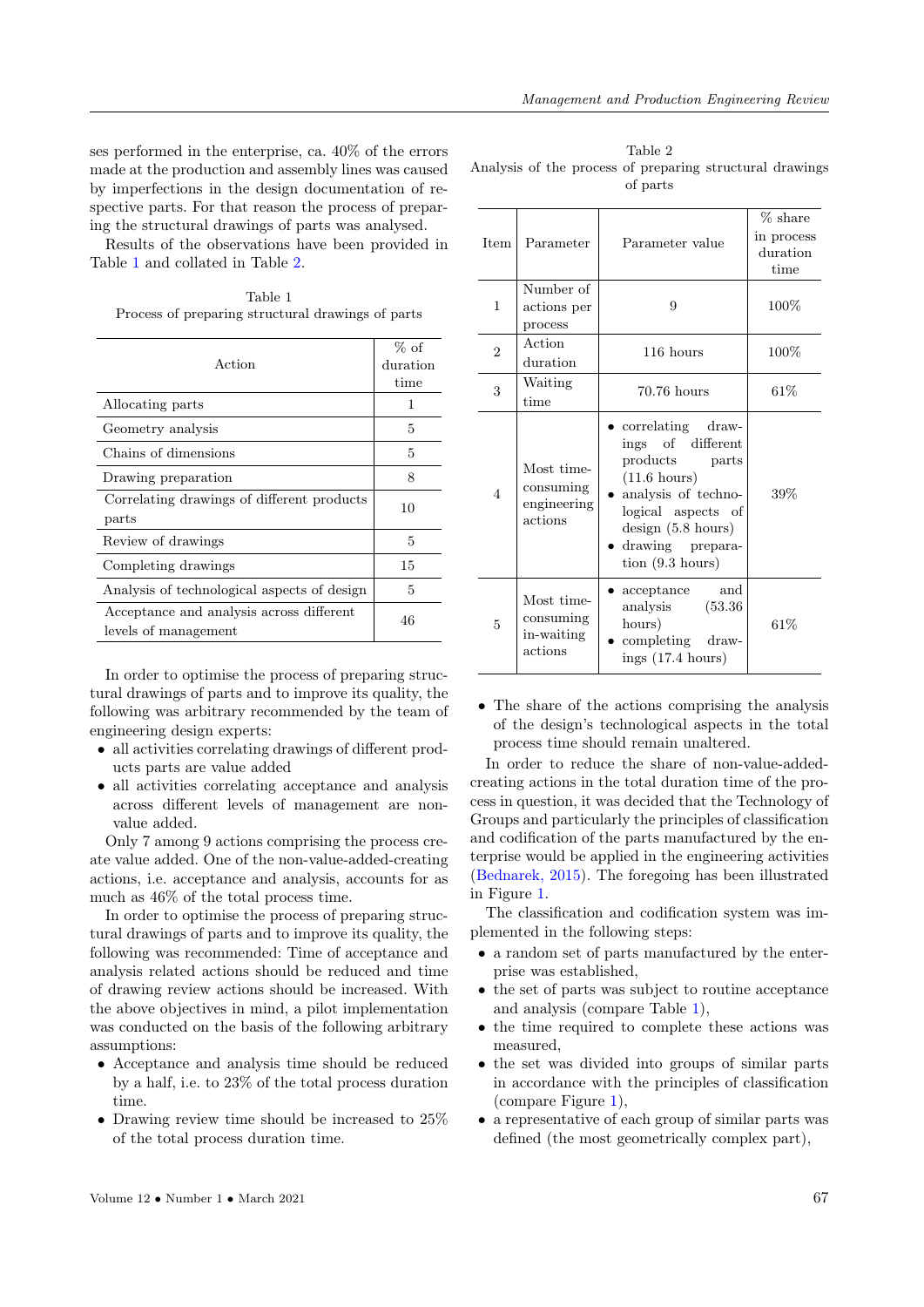ses performed in the enterprise, ca. 40% of the errors made at the production and assembly lines was caused by imperfections in the design documentation of respective parts. For that reason the process of preparing the structural drawings of parts was analysed.

Results of the observations have been provided in Table 1 and collated in Table 2.

Table 1
Process of preparing structural drawings of parts

| Action | % of duration time |
|---|---|
| Allocating parts | 1 |
| Geometry analysis | 5 |
| Chains of dimensions | 5 |
| Drawing preparation | 8 |
| Correlating drawings of different products parts | 10 |
| Review of drawings | 5 |
| Completing drawings | 15 |
| Analysis of technological aspects of design | 5 |
| Acceptance and analysis across different levels of management | 46 |

In order to optimise the process of preparing structural drawings of parts and to improve its quality, the following was arbitrary recommended by the team of engineering design experts:

- all activities correlating drawings of different products parts are value added
- all activities correlating acceptance and analysis across different levels of management are non-value added.

Only 7 among 9 actions comprising the process create value added. One of the non-value-added-creating actions, i.e. acceptance and analysis, accounts for as much as 46% of the total process time.

In order to optimise the process of preparing structural drawings of parts and to improve its quality, the following was recommended: Time of acceptance and analysis related actions should be reduced and time of drawing review actions should be increased. With the above objectives in mind, a pilot implementation was conducted on the basis of the following arbitrary assumptions:

- Acceptance and analysis time should be reduced by a half, i.e. to 23% of the total process duration time.
- Drawing review time should be increased to 25% of the total process duration time.

Table 2
Analysis of the process of preparing structural drawings of parts

| Item | Parameter | Parameter value | % share in process duration time |
|---|---|---|---|
| 1 | Number of actions per process | 9 | 100% |
| 2 | Action duration | 116 hours | 100% |
| 3 | Waiting time | 70.76 hours | 61% |
| 4 | Most time-consuming engineering actions | • correlating drawings of different products parts (11.6 hours)<br>• analysis of technological aspects of design (5.8 hours)<br>• drawing preparation (9.3 hours) | 39% |
| 5 | Most time-consuming in-waiting actions | • acceptance and analysis (53.36 hours)<br>• completing drawings (17.4 hours) | 61% |

- The share of the actions comprising the analysis of the design's technological aspects in the total process time should remain unaltered.

In order to reduce the share of non-value-added-creating actions in the total duration time of the process in question, it was decided that the Technology of Groups and particularly the principles of classification and codification of the parts manufactured by the enterprise would be applied in the engineering activities (Bednarek, 2015). The foregoing has been illustrated in Figure 1.

The classification and codification system was implemented in the following steps:

- a random set of parts manufactured by the enterprise was established,
- the set of parts was subject to routine acceptance and analysis (compare Table 1),
- the time required to complete these actions was measured,
- the set was divided into groups of similar parts in accordance with the principles of classification (compare Figure 1),
- a representative of each group of similar parts was defined (the most geometrically complex part),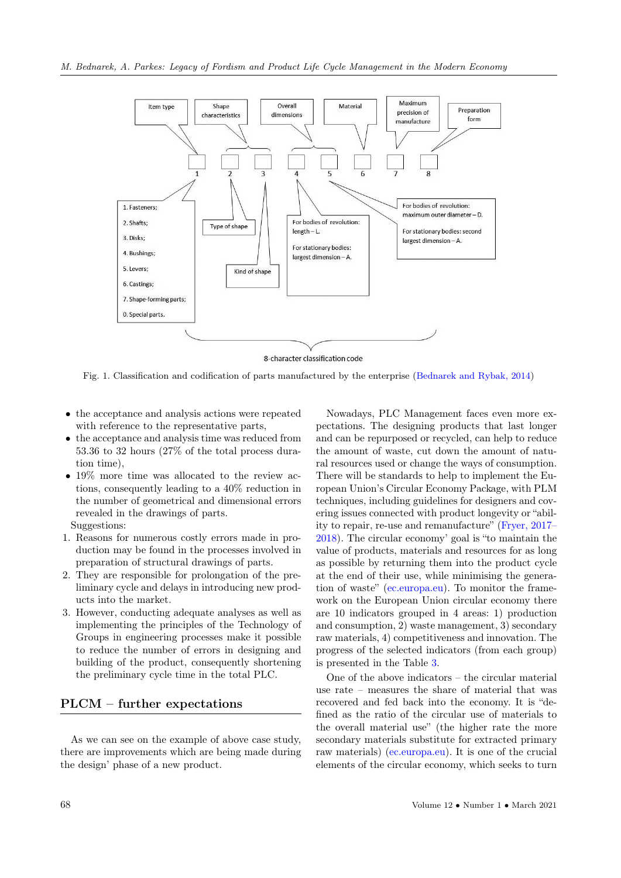Item type | Shape characteristics | Overall dimensions | Material | Maximum precision of manufacture | Preparation form

1 2 3 4 5 6 7 8

1. Fasteners;
2. Shafts;
3. Disks;
4. Bushings;
5. Levers;
6. Castings;
7. Shape-forming parts;
0. Special parts.

Type of shape

Kind of shape

For bodies of revolution: length – L.

For stationary bodies: largest dimension – A.

For bodies of revolution: maximum outer diameter – D.

For stationary bodies: second largest dimension – A.

8-character classification code

Fig. 1. Classification and codification of parts manufactured by the enterprise (Bednarek and Rybak, 2014)

- the acceptance and analysis actions were repeated with reference to the representative parts,
- the acceptance and analysis time was reduced from 53.36 to 32 hours (27% of the total process duration time),
- 19% more time was allocated to the review actions, consequently leading to a 40% reduction in the number of geometrical and dimensional errors revealed in the drawings of parts.

Suggestions:

1. Reasons for numerous costly errors made in production may be found in the processes involved in preparation of structural drawings of parts.
2. They are responsible for prolongation of the preliminary cycle and delays in introducing new products into the market.
3. However, conducting adequate analyses as well as implementing the principles of the Technology of Groups in engineering processes make it possible to reduce the number of errors in designing and building of the product, consequently shortening the preliminary cycle time in the total PLC.

## PLCM – further expectations

As we can see on the example of above case study, there are improvements which are being made during the design' phase of a new product.

Nowadays, PLC Management faces even more expectations. The designing products that last longer and can be repurposed or recycled, can help to reduce the amount of waste, cut down the amount of natural resources used or change the ways of consumption. There will be standards to help to implement the European Union's Circular Economy Package, with PLM techniques, including guidelines for designers and covering issues connected with product longevity or "ability to repair, re-use and remanufacture" (Fryer, 2017–2018). The circular economy' goal is "to maintain the value of products, materials and resources for as long as possible by returning them into the product cycle at the end of their use, while minimising the generation of waste" (ec.europa.eu). To monitor the framework on the European Union circular economy there are 10 indicators grouped in 4 areas: 1) production and consumption, 2) waste management, 3) secondary raw materials, 4) competitiveness and innovation. The progress of the selected indicators (from each group) is presented in the Table 3.

One of the above indicators – the circular material use rate – measures the share of material that was recovered and fed back into the economy. It is "defined as the ratio of the circular use of materials to the overall material use" (the higher rate the more secondary materials substitute for extracted primary raw materials) (ec.europa.eu). It is one of the crucial elements of the circular economy, which seeks to turn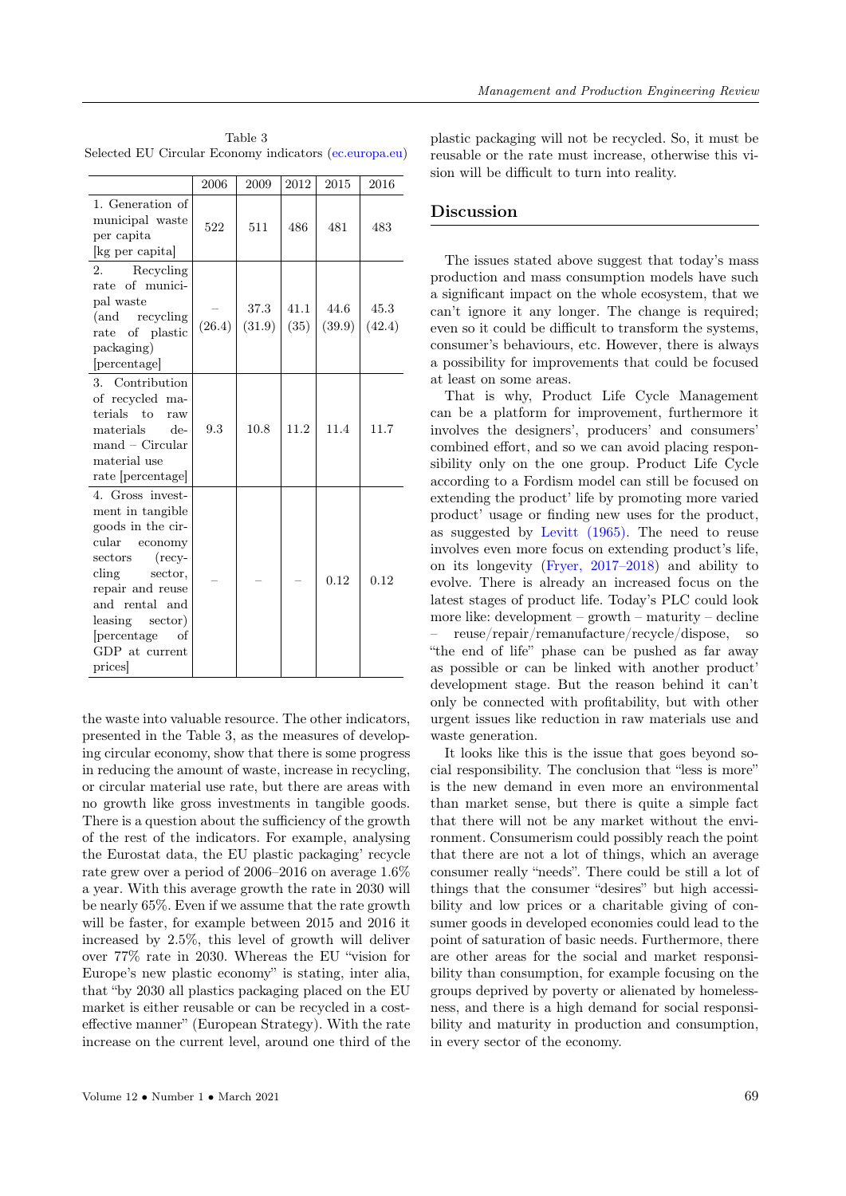Table 3
Selected EU Circular Economy indicators (ec.europa.eu)

| | 2006 | 2009 | 2012 | 2015 | 2016 |
|---|---|---|---|---|---|
| 1. Generation of municipal waste per capita [kg per capita] | 522 | 511 | 486 | 481 | 483 |
| 2. Recycling rate of municipal waste (and recycling rate of plastic packaging) [percentage] | – (26.4) | 37.3 (31.9) | 41.1 (35) | 44.6 (39.9) | 45.3 (42.4) |
| 3. Contribution of recycled materials to raw materials demand – Circular material use rate [percentage] | 9.3 | 10.8 | 11.2 | 11.4 | 11.7 |
| 4. Gross investment in tangible goods in the circular economy sectors (recycling sector, repair and reuse and rental and leasing sector) [percentage of GDP at current prices] | – | – | – | 0.12 | 0.12 |

the waste into valuable resource. The other indicators, presented in the Table 3, as the measures of developing circular economy, show that there is some progress in reducing the amount of waste, increase in recycling, or circular material use rate, but there are areas with no growth like gross investments in tangible goods. There is a question about the sufficiency of the growth of the rest of the indicators. For example, analysing the Eurostat data, the EU plastic packaging' recycle rate grew over a period of 2006–2016 on average 1.6% a year. With this average growth the rate in 2030 will be nearly 65%. Even if we assume that the rate growth will be faster, for example between 2015 and 2016 it increased by 2.5%, this level of growth will deliver over 77% rate in 2030. Whereas the EU "vision for Europe's new plastic economy" is stating, inter alia, that "by 2030 all plastics packaging placed on the EU market is either reusable or can be recycled in a cost-effective manner" (European Strategy). With the rate increase on the current level, around one third of the plastic packaging will not be recycled. So, it must be reusable or the rate must increase, otherwise this vision will be difficult to turn into reality.

## Discussion

The issues stated above suggest that today's mass production and mass consumption models have such a significant impact on the whole ecosystem, that we can't ignore it any longer. The change is required; even so it could be difficult to transform the systems, consumer's behaviours, etc. However, there is always a possibility for improvements that could be focused at least on some areas.

That is why, Product Life Cycle Management can be a platform for improvement, furthermore it involves the designers', producers' and consumers' combined effort, and so we can avoid placing responsibility only on the one group. Product Life Cycle according to a Fordism model can still be focused on extending the product' life by promoting more varied product' usage or finding new uses for the product, as suggested by Levitt (1965). The need to reuse involves even more focus on extending product's life, on its longevity (Fryer, 2017–2018) and ability to evolve. There is already an increased focus on the latest stages of product life. Today's PLC could look more like: development – growth – maturity – decline – reuse/repair/remanufacture/recycle/dispose, so "the end of life" phase can be pushed as far away as possible or can be linked with another product' development stage. But the reason behind it can't only be connected with profitability, but with other urgent issues like reduction in raw materials use and waste generation.

It looks like this is the issue that goes beyond social responsibility. The conclusion that "less is more" is the new demand in even more an environmental than market sense, but there is quite a simple fact that there will not be any market without the environment. Consumerism could possibly reach the point that there are not a lot of things, which an average consumer really "needs". There could be still a lot of things that the consumer "desires" but high accessibility and low prices or a charitable giving of consumer goods in developed economies could lead to the point of saturation of basic needs. Furthermore, there are other areas for the social and market responsibility than consumption, for example focusing on the groups deprived by poverty or alienated by homelessness, and there is a high demand for social responsibility and maturity in production and consumption, in every sector of the economy.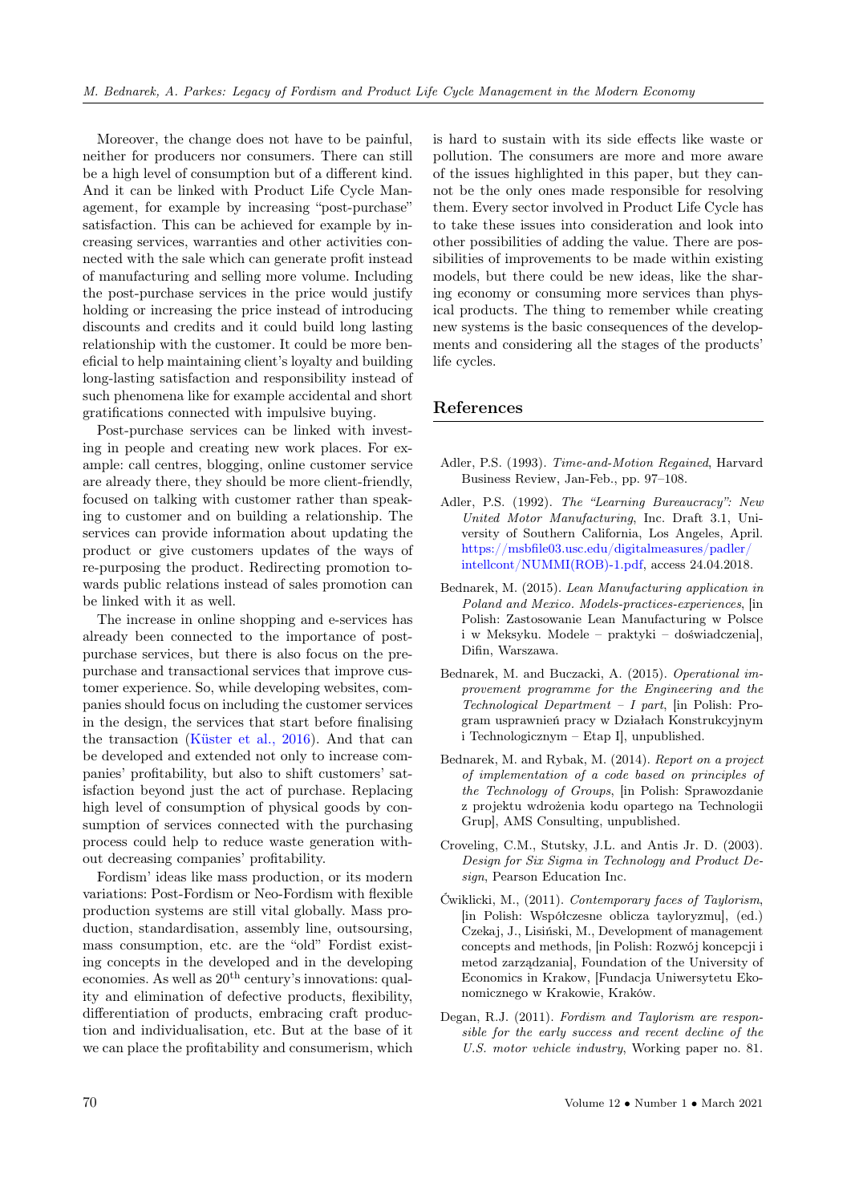Moreover, the change does not have to be painful, neither for producers nor consumers. There can still be a high level of consumption but of a different kind. And it can be linked with Product Life Cycle Management, for example by increasing "post-purchase" satisfaction. This can be achieved for example by increasing services, warranties and other activities connected with the sale which can generate profit instead of manufacturing and selling more volume. Including the post-purchase services in the price would justify holding or increasing the price instead of introducing discounts and credits and it could build long lasting relationship with the customer. It could be more beneficial to help maintaining client's loyalty and building long-lasting satisfaction and responsibility instead of such phenomena like for example accidental and short gratifications connected with impulsive buying.

Post-purchase services can be linked with investing in people and creating new work places. For example: call centres, blogging, online customer service are already there, they should be more client-friendly, focused on talking with customer rather than speaking to customer and on building a relationship. The services can provide information about updating the product or give customers updates of the ways of re-purposing the product. Redirecting promotion towards public relations instead of sales promotion can be linked with it as well.

The increase in online shopping and e-services has already been connected to the importance of post-purchase services, but there is also focus on the pre-purchase and transactional services that improve customer experience. So, while developing websites, companies should focus on including the customer services in the design, the services that start before finalising the transaction (Küster et al., 2016). And that can be developed and extended not only to increase companies' profitability, but also to shift customers' satisfaction beyond just the act of purchase. Replacing high level of consumption of physical goods by consumption of services connected with the purchasing process could help to reduce waste generation without decreasing companies' profitability.

Fordism' ideas like mass production, or its modern variations: Post-Fordism or Neo-Fordism with flexible production systems are still vital globally. Mass production, standardisation, assembly line, outsourcing, mass consumption, etc. are the "old" Fordist existing concepts in the developed and in the developing economies. As well as 20th century's innovations: quality and elimination of defective products, flexibility, differentiation of products, embracing craft production and individualisation, etc. But at the base of it we can place the profitability and consumerism, which is hard to sustain with its side effects like waste or pollution. The consumers are more and more aware of the issues highlighted in this paper, but they cannot be the only ones made responsible for resolving them. Every sector involved in Product Life Cycle has to take these issues into consideration and look into other possibilities of adding the value. There are possibilities of improvements to be made within existing models, but there could be new ideas, like the sharing economy or consuming more services than physical products. The thing to remember while creating new systems is the basic consequences of the developments and considering all the stages of the products' life cycles.

## References

Adler, P.S. (1993). *Time-and-Motion Regained*, Harvard Business Review, Jan-Feb., pp. 97–108.

Adler, P.S. (1992). *The "Learning Bureaucracy": New United Motor Manufacturing*, Inc. Draft 3.1, University of Southern California, Los Angeles, April. https://msbfile03.usc.edu/digitalmeasures/padler/intellcont/NUMMI(ROB)-1.pdf, access 24.04.2018.

Bednarek, M. (2015). *Lean Manufacturing application in Poland and Mexico. Models-practices-experiences*, [in Polish: Zastosowanie Lean Manufacturing w Polsce i w Meksyku. Modele – praktyki – doświadczenia], Difin, Warszawa.

Bednarek, M. and Buczacki, A. (2015). *Operational improvement programme for the Engineering and the Technological Department – I part*, [in Polish: Program usprawnień pracy w Działach Konstrukcyjnym i Technologicznym – Etap I], unpublished.

Bednarek, M. and Rybak, M. (2014). *Report on a project of implementation of a code based on principles of the Technology of Groups*, [in Polish: Sprawozdanie z projektu wdrożenia kodu opartego na Technologii Grup], AMS Consulting, unpublished.

Croveling, C.M., Stutsky, J.L. and Antis Jr. D. (2003). *Design for Six Sigma in Technology and Product Design*, Pearson Education Inc.

Ćwiklicki, M., (2011). *Contemporary faces of Taylorism*, [in Polish: Współczesne oblicza tayloryzmu], (ed.) Czekaj, J., Lisiński, M., Development of management concepts and methods, [in Polish: Rozwój koncepcji i metod zarządzania], Foundation of the University of Economics in Krakow, [Fundacja Uniwersytetu Ekonomicznego w Krakowie, Kraków.

Degan, R.J. (2011). *Fordism and Taylorism are responsible for the early success and recent decline of the U.S. motor vehicle industry*, Working paper no. 81.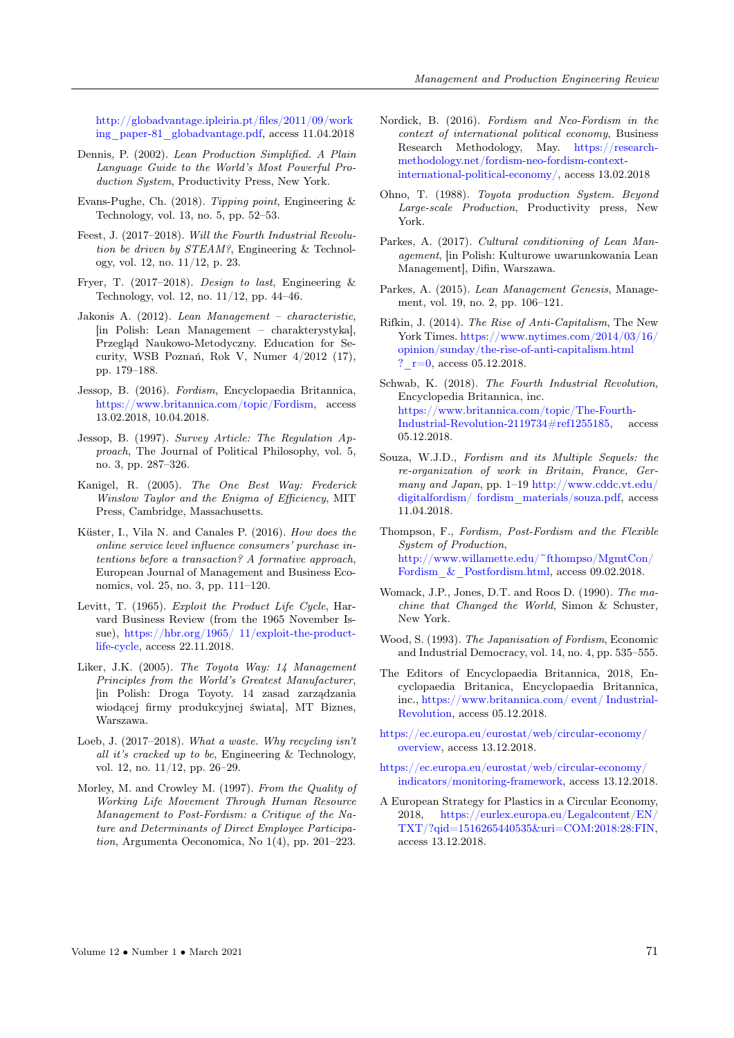http://globadvantage.ipleiria.pt/files/2011/09/working_paper-81_globadvantage.pdf, access 11.04.2018

Dennis, P. (2002). *Lean Production Simplified. A Plain Language Guide to the World's Most Powerful Production System*, Productivity Press, New York.

Evans-Pughe, Ch. (2018). *Tipping point*, Engineering & Technology, vol. 13, no. 5, pp. 52–53.

Feest, J. (2017–2018). *Will the Fourth Industrial Revolution be driven by STEAM?*, Engineering & Technology, vol. 12, no. 11/12, p. 23.

Fryer, T. (2017–2018). *Design to last*, Engineering & Technology, vol. 12, no. 11/12, pp. 44–46.

Jakonis A. (2012). *Lean Management – characteristic*, [in Polish: Lean Management – charakterystyka], Przegląd Naukowo-Metodyczny. Education for Security, WSB Poznań, Rok V, Numer 4/2012 (17), pp. 179–188.

Jessop, B. (2016). *Fordism*, Encyclopaedia Britannica, https://www.britannica.com/topic/Fordism, access 13.02.2018, 10.04.2018.

Jessop, B. (1997). *Survey Article: The Regulation Approach*, The Journal of Political Philosophy, vol. 5, no. 3, pp. 287–326.

Kanigel, R. (2005). *The One Best Way: Frederick Winslow Taylor and the Enigma of Efficiency*, MIT Press, Cambridge, Massachusetts.

Küster, I., Vila N. and Canales P. (2016). *How does the online service level influence consumers' purchase intentions before a transaction? A formative approach*, European Journal of Management and Business Economics, vol. 25, no. 3, pp. 111–120.

Levitt, T. (1965). *Exploit the Product Life Cycle*, Harvard Business Review (from the 1965 November Issue), https://hbr.org/1965/ 11/exploit-the-product-life-cycle, access 22.11.2018.

Liker, J.K. (2005). *The Toyota Way: 14 Management Principles from the World's Greatest Manufacturer*, [in Polish: Droga Toyoty. 14 zasad zarządzania wiodącej firmy produkcyjnej świata], MT Biznes, Warszawa.

Loeb, J. (2017–2018). *What a waste. Why recycling isn't all it's cracked up to be*, Engineering & Technology, vol. 12, no. 11/12, pp. 26–29.

Morley, M. and Crowley M. (1997). *From the Quality of Working Life Movement Through Human Resource Management to Post-Fordism: a Critique of the Nature and Determinants of Direct Employee Participation*, Argumenta Oeconomica, No 1(4), pp. 201–223.

Nordick, B. (2016). *Fordism and Neo-Fordism in the context of international political economy*, Business Research Methodology, May. https://research-methodology.net/fordism-neo-fordism-context-international-political-economy/, access 13.02.2018

Ohno, T. (1988). *Toyota production System. Beyond Large-scale Production*, Productivity press, New York.

Parkes, A. (2017). *Cultural conditioning of Lean Management*, [in Polish: Kulturowe uwarunkowania Lean Management], Difin, Warszawa.

Parkes, A. (2015). *Lean Management Genesis*, Management, vol. 19, no. 2, pp. 106–121.

Rifkin, J. (2014). *The Rise of Anti-Capitalism*, The New York Times. https://www.nytimes.com/2014/03/16/opinion/sunday/the-rise-of-anti-capitalism.html?_r=0, access 05.12.2018.

Schwab, K. (2018). *The Fourth Industrial Revolution*, Encyclopedia Britannica, inc. https://www.britannica.com/topic/The-Fourth-Industrial-Revolution-2119734#ref1255185, access 05.12.2018.

Souza, W.J.D., *Fordism and its Multiple Sequels: the re-organization of work in Britain, France, Germany and Japan*, pp. 1–19 http://www.cddc.vt.edu/digitalfordism/ fordism_materials/souza.pdf, access 11.04.2018.

Thompson, F., *Fordism, Post-Fordism and the Flexible System of Production*, http://www.willamette.edu/~fthompso/MgmtCon/Fordism_&_Postfordism.html, access 09.02.2018.

Womack, J.P., Jones, D.T. and Roos D. (1990). *The machine that Changed the World*, Simon & Schuster, New York.

Wood, S. (1993). *The Japanisation of Fordism*, Economic and Industrial Democracy, vol. 14, no. 4, pp. 535–555.

The Editors of Encyclopaedia Britannica, 2018, Encyclopaedia Britanica, Encyclopaedia Britannica, inc., https://www.britannica.com/ event/ Industrial-Revolution, access 05.12.2018.

https://ec.europa.eu/eurostat/web/circular-economy/overview, access 13.12.2018.

https://ec.europa.eu/eurostat/web/circular-economy/indicators/monitoring-framework, access 13.12.2018.

A European Strategy for Plastics in a Circular Economy, 2018, https://eurlex.europa.eu/Legalcontent/EN/TXT/?qid=1516265440535&uri=COM:2018:28:FIN, access 13.12.2018.